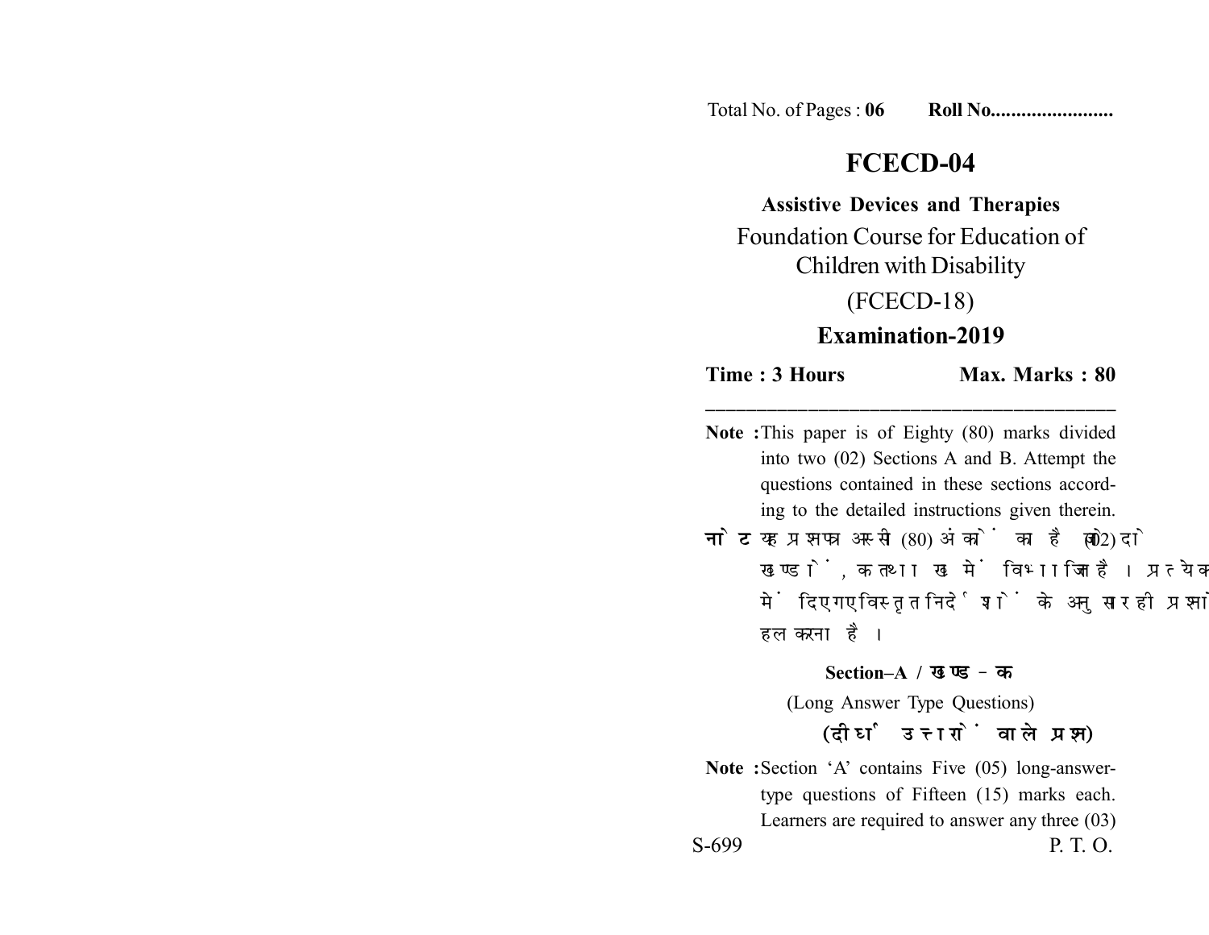Total No. of Pages : **06** **Roll No........................**

# FCECD-04

**Assistive Devices and Therapies**

Foundation Course for Education of Children with Disability

(FCECD-18)

**Examination-2019**

**Time : 3 Hours** **Max. Marks : 80**

---

**Note :** This paper is of Eighty (80) marks divided into two (02) Sections A and B. Attempt the questions contained in these sections according to the detailed instructions given therein.

**नोट :** यह प्रश्नपत्र अस्सी (80) अंकों का है जो दो (02) खण्डों, क तथा ख में विभाजित है। प्रत्येक खण्ड में दिए गए विस्तृत निर्देशों के अनुसार ही प्रश्नों को हल करना है।

**Section–A / खण्ड – क**

(Long Answer Type Questions)

**(दीर्घ उत्तरों वाले प्रश्न)**

**Note :** Section 'A' contains Five (05) long-answer-type questions of Fifteen (15) marks each. Learners are required to answer any three (03)

S-699 P. T. O.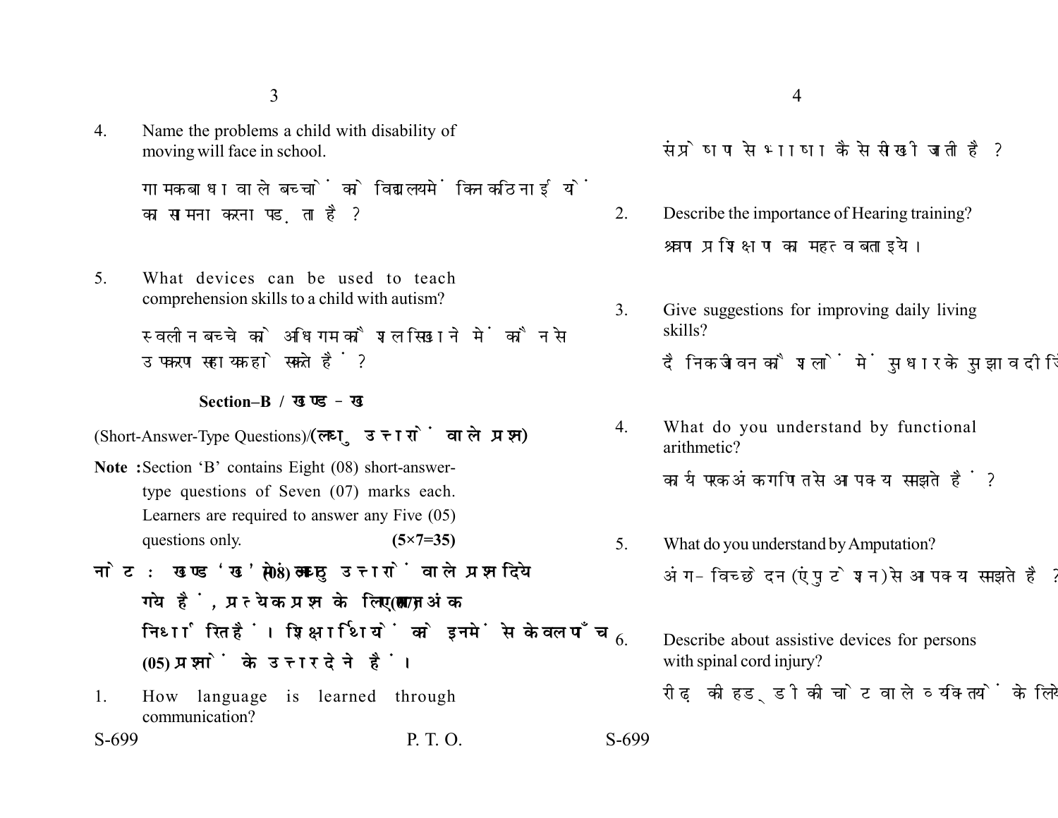4. Name the problems a child with disability of moving will face in school.

   गामक बाधा वाले बच्चों को विद्यालय में किन कठिनाईयों का सामना करना पड़ता है?

5. What devices can be used to teach comprehension skills to a child with autism?

   स्वलीन बच्चे को अधिगम कौशल सिखाने में कौन से उपकरण सहायक हो सकते हैं?

## Section–B / खण्ड–ख

(Short-Answer-Type Questions)/(**लघु उत्तरों वाले प्रश्न**)

**Note :** Section 'B' contains Eight (08) short-answer-type questions of Seven (07) marks each. Learners are required to answer any Five (05) questions only. **(5×7=35)**

**नोट : खण्ड 'ख' में आठ (08) लघु उत्तरों वाले प्रश्न दिये गये हैं, प्रत्येक प्रश्न के लिए सात (07) अंक निर्धारित हैं। शिक्षार्थियों को इनमें से केवल पाँच (05) प्रश्नों के उत्तर देने हैं।**

1. How language is learned through communication?

   संप्रेषण से भाषा कैसे सीखी जाती है?

2. Describe the importance of Hearing training?

   श्रवण प्रशिक्षण का महत्व बताइये।

3. Give suggestions for improving daily living skills?

   दैनिक जीवन कौशलों में सुधार के सुझाव दीजि

4. What do you understand by functional arithmetic?

   कार्यपरक अंकगणित से आप क्या समझते हैं?

5. What do you understand by Amputation?

   अंग-विच्छेदन (एंपुटेशन) से आप क्या समझते हैं?

6. Describe about assistive devices for persons with spinal cord injury?

   रीढ़ की हड्डी की चोट वाले व्यक्तियों के लिये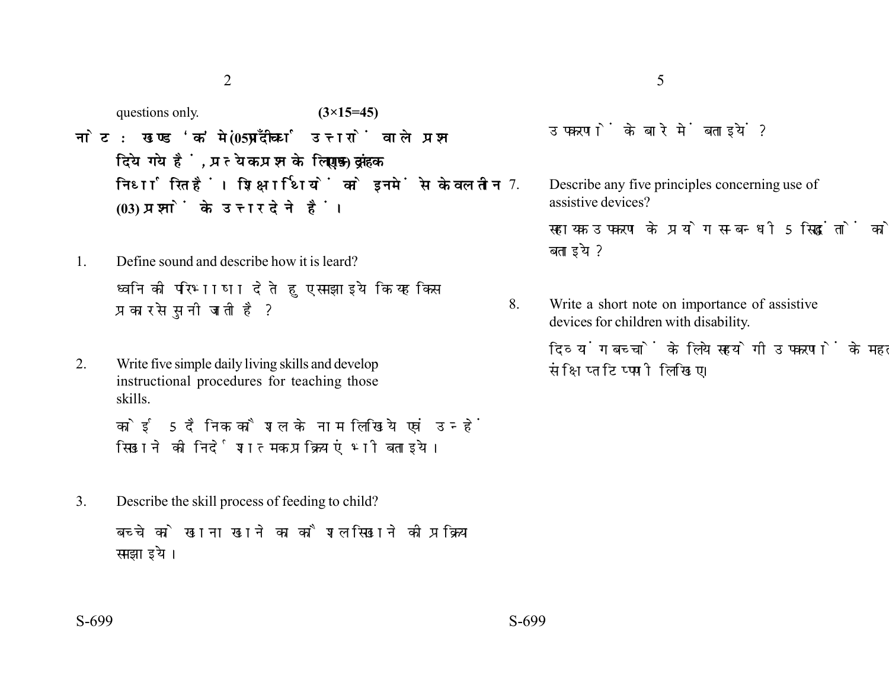questions only. **(3×15=45)**

नोट : खण्ड 'क' में (05) दीर्घ उत्तरों वाले प्रश्न दिये गये हैं, प्रत्येक प्रश्न के लिए (पन्द्रह) अंक निर्धारित हैं। शिक्षार्थियों को इनमें से केवल तीन (03) प्रश्नों के उत्तर देने हैं।

1. Define sound and describe how it is leard?

   ध्वनि की परिभाषा देते हुए समझाइये कि यह किस प्रकार से सुनी जाती है ?

2. Write five simple daily living skills and develop instructional procedures for teaching those skills.

   कोई 5 दैनिक कौशल के नाम लिखिये एवं उन्हें सिखाने की निर्देशात्मक प्रक्रियाएं भी बताइये।

3. Describe the skill process of feeding to child?

   बच्चे को खाना खाने का कौशल सिखाने की प्रक्रिया समझाइये।

उपकरणों के बारे में बताइयें ?

7. Describe any five principles concerning use of assistive devices?

   सहायक उपकरण के प्रयोग सम्बन्धी 5 सिद्धांतों को बताइये ?

8. Write a short note on importance of assistive devices for children with disability.

   दिव्यांग बच्चों के लिये सहयोगी उपकरणों के महत्व पर संक्षिप्त टिप्पणी लिखिए।